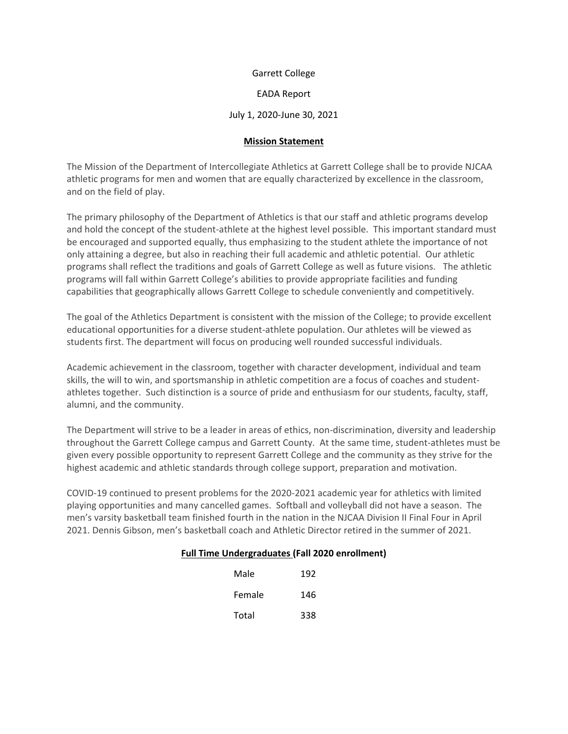Garrett College

EADA Report

July 1, 2020-June 30, 2021

## Mission Statement

The Mission of the Department of Intercollegiate Athletics at Garrett College shall be to provide NJCAA athletic programs for men and women that are equally characterized by excellence in the classroom, and on the field of play.

The primary philosophy of the Department of Athletics is that our staff and athletic programs develop and hold the concept of the student-athlete at the highest level possible. This important standard must be encouraged and supported equally, thus emphasizing to the student athlete the importance of not only attaining a degree, but also in reaching their full academic and athletic potential. Our athletic programs shall reflect the traditions and goals of Garrett College as well as future visions. The athletic programs will fall within Garrett College's abilities to provide appropriate facilities and funding capabilities that geographically allows Garrett College to schedule conveniently and competitively.

The goal of the Athletics Department is consistent with the mission of the College; to provide excellent educational opportunities for a diverse student-athlete population. Our athletes will be viewed as students first. The department will focus on producing well rounded successful individuals.

Academic achievement in the classroom, together with character development, individual and team skills, the will to win, and sportsmanship in athletic competition are a focus of coaches and student-athletes together. Such distinction is a source of pride and enthusiasm for our students, faculty, staff, alumni, and the community.

The Department will strive to be a leader in areas of ethics, non-discrimination, diversity and leadership throughout the Garrett College campus and Garrett County. At the same time, student-athletes must be given every possible opportunity to represent Garrett College and the community as they strive for the highest academic and athletic standards through college support, preparation and motivation.

COVID-19 continued to present problems for the 2020-2021 academic year for athletics with limited playing opportunities and many cancelled games. Softball and volleyball did not have a season. The men's varsity basketball team finished fourth in the nation in the NJCAA Division II Final Four in April 2021. Dennis Gibson, men's basketball coach and Athletic Director retired in the summer of 2021.

## Full Time Undergraduates (Fall 2020 enrollment)

| | |
|---|---|
| Male | 192 |
| Female | 146 |
| Total | 338 |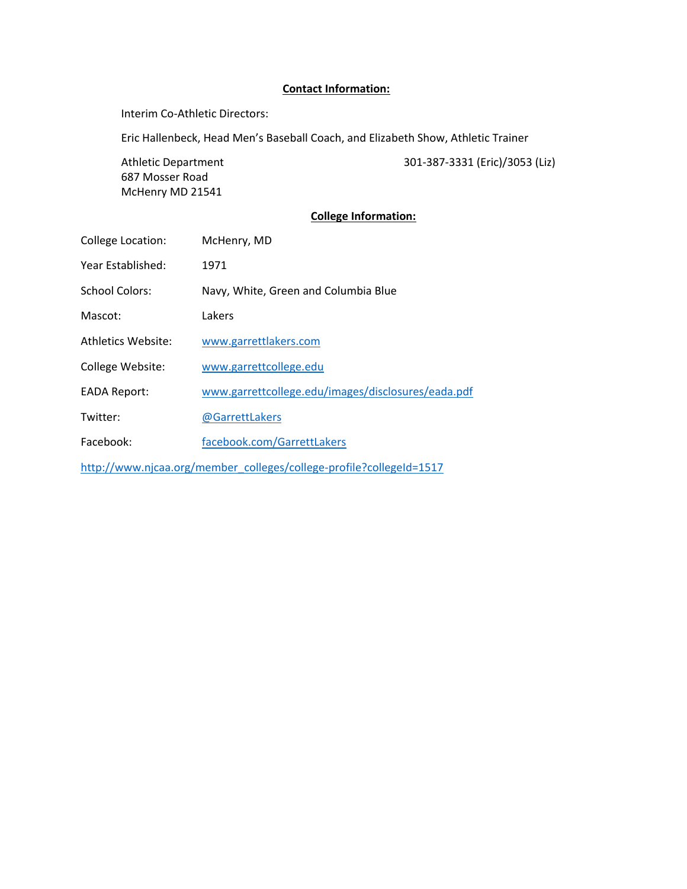## **Contact Information:**

Interim Co-Athletic Directors:

Eric Hallenbeck, Head Men's Baseball Coach, and Elizabeth Show, Athletic Trainer

Athletic Department
687 Mosser Road
McHenry MD 21541

301-387-3331 (Eric)/3053 (Liz)

## **College Information:**

College Location: McHenry, MD

Year Established: 1971

School Colors: Navy, White, Green and Columbia Blue

Mascot: Lakers

Athletics Website: www.garrettlakers.com

College Website: www.garrettcollege.edu

EADA Report: www.garrettcollege.edu/images/disclosures/eada.pdf

Twitter: @GarrettLakers

Facebook: facebook.com/GarrettLakers

http://www.njcaa.org/member_colleges/college-profile?collegeId=1517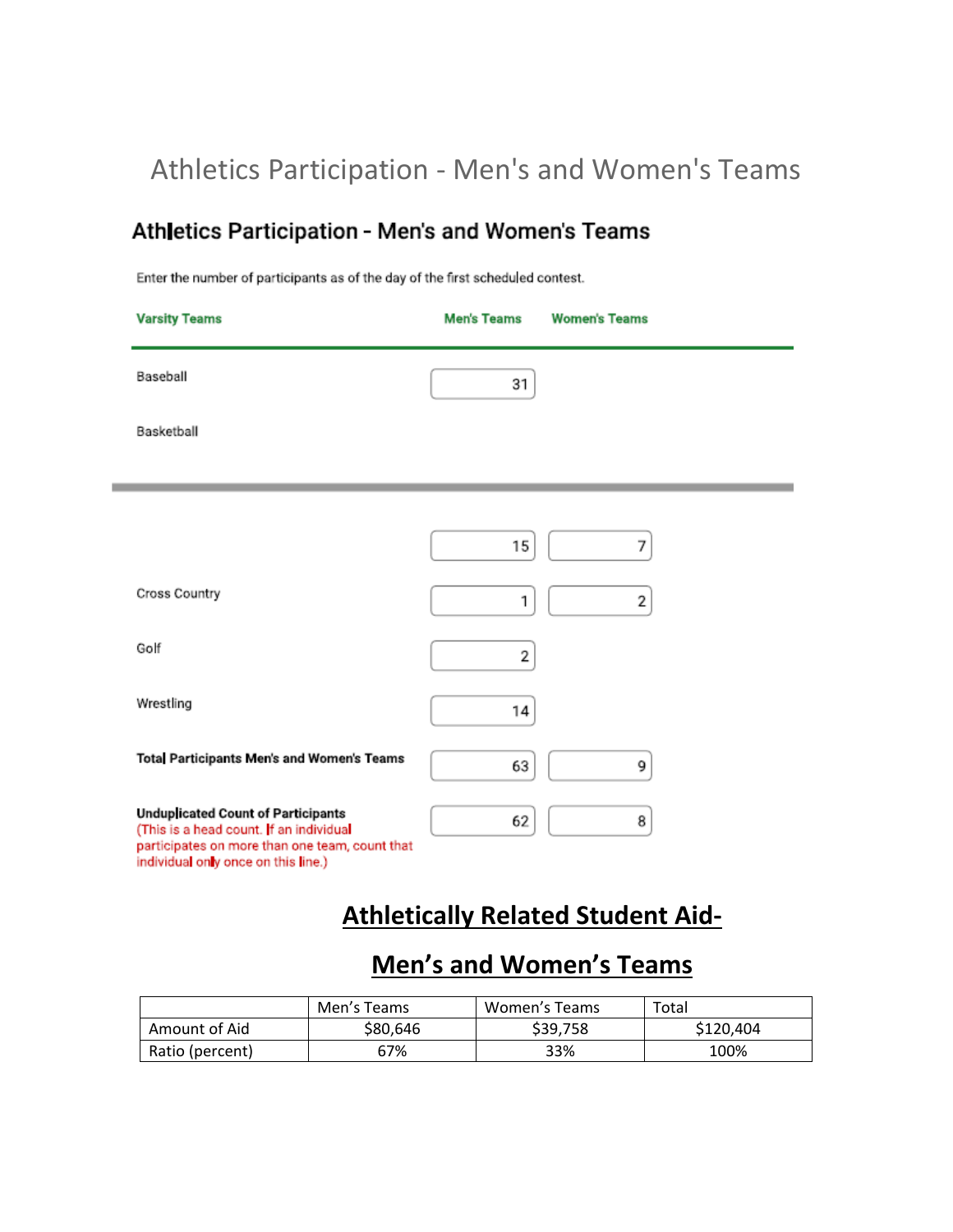# Athletics Participation - Men's and Women's Teams

## Athletics Participation - Men's and Women's Teams

Enter the number of participants as of the day of the first scheduled contest.

| Varsity Teams | Men's Teams | Women's Teams |
|---|---|---|
| Baseball | 31 | |
| Basketball | | |
| | 15 | 7 |
| Cross Country | 1 | 2 |
| Golf | 2 | |
| Wrestling | 14 | |
| **Total Participants Men's and Women's Teams** | 63 | 9 |
| **Unduplicated Count of Participants** (This is a head count. If an individual participates on more than one team, count that individual only once on this line.) | 62 | 8 |

## Athletically Related Student Aid- Men's and Women's Teams

| | Men's Teams | Women's Teams | Total |
|---|---|---|---|
| Amount of Aid | $80,646 | $39,758 | $120,404 |
| Ratio (percent) | 67% | 33% | 100% |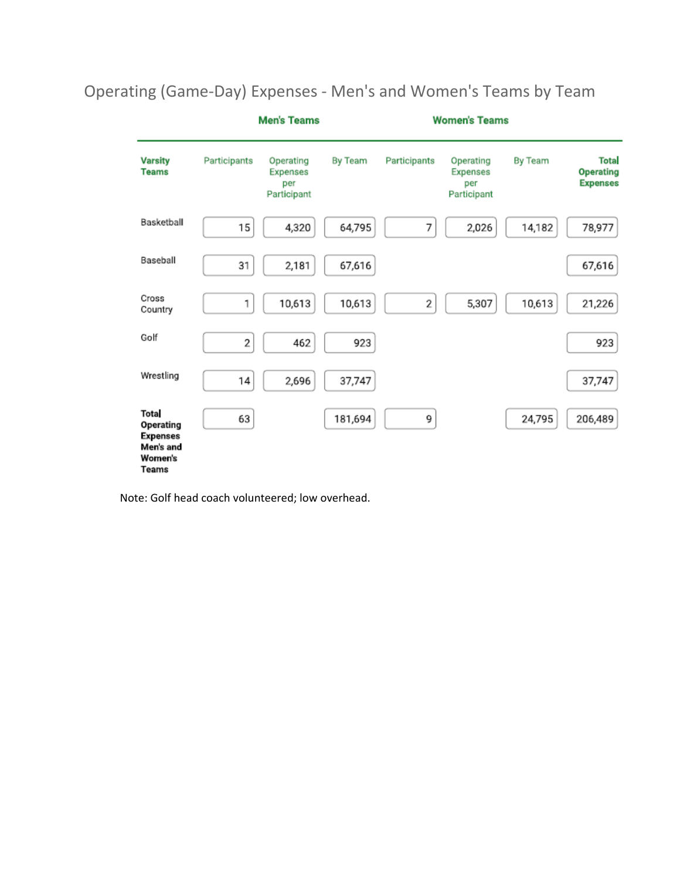## Operating (Game-Day) Expenses - Men's and Women's Teams by Team

| | Men's Teams | | | Women's Teams | | | |
|---|---|---|---|---|---|---|---|
| **Varsity Teams** | Participants | Operating Expenses per Participant | By Team | Participants | Operating Expenses per Participant | By Team | **Total Operating Expenses** |
| Basketball | 15 | 4,320 | 64,795 | 7 | 2,026 | 14,182 | 78,977 |
| Baseball | 31 | 2,181 | 67,616 | | | | 67,616 |
| Cross Country | 1 | 10,613 | 10,613 | 2 | 5,307 | 10,613 | 21,226 |
| Golf | 2 | 462 | 923 | | | | 923 |
| Wrestling | 14 | 2,696 | 37,747 | | | | 37,747 |
| **Total Operating Expenses Men's and Women's Teams** | 63 | | 181,694 | 9 | | 24,795 | 206,489 |

Note: Golf head coach volunteered; low overhead.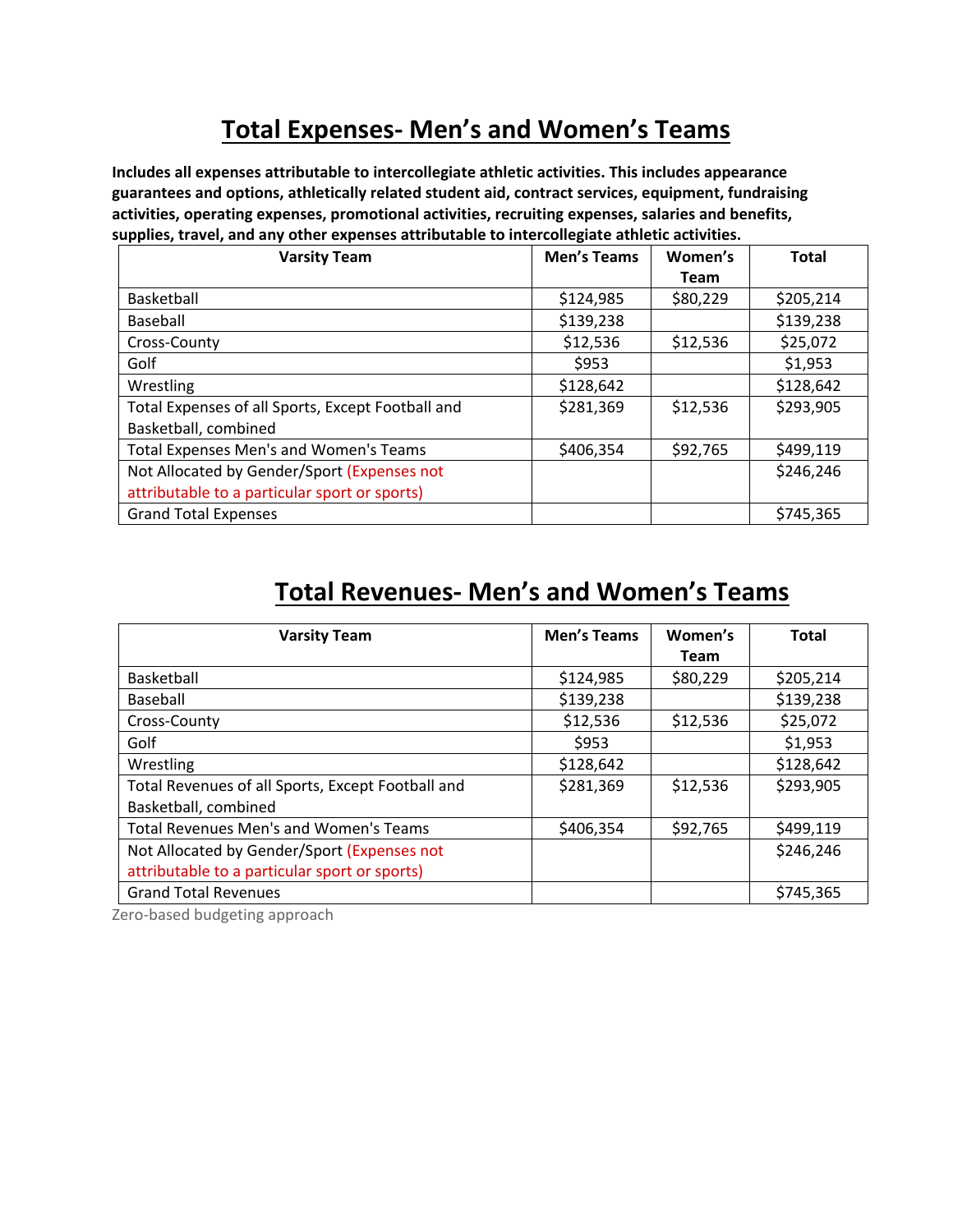# Total Expenses- Men's and Women's Teams

**Includes all expenses attributable to intercollegiate athletic activities. This includes appearance guarantees and options, athletically related student aid, contract services, equipment, fundraising activities, operating expenses, promotional activities, recruiting expenses, salaries and benefits, supplies, travel, and any other expenses attributable to intercollegiate athletic activities.**

| Varsity Team | Men's Teams | Women's Team | Total |
|---|---|---|---|
| Basketball | $124,985 | $80,229 | $205,214 |
| Baseball | $139,238 | | $139,238 |
| Cross-County | $12,536 | $12,536 | $25,072 |
| Golf | $953 | | $1,953 |
| Wrestling | $128,642 | | $128,642 |
| Total Expenses of all Sports, Except Football and Basketball, combined | $281,369 | $12,536 | $293,905 |
| Total Expenses Men's and Women's Teams | $406,354 | $92,765 | $499,119 |
| Not Allocated by Gender/Sport (Expenses not attributable to a particular sport or sports) | | | $246,246 |
| Grand Total Expenses | | | $745,365 |

# Total Revenues- Men's and Women's Teams

| Varsity Team | Men's Teams | Women's Team | Total |
|---|---|---|---|
| Basketball | $124,985 | $80,229 | $205,214 |
| Baseball | $139,238 | | $139,238 |
| Cross-County | $12,536 | $12,536 | $25,072 |
| Golf | $953 | | $1,953 |
| Wrestling | $128,642 | | $128,642 |
| Total Revenues of all Sports, Except Football and Basketball, combined | $281,369 | $12,536 | $293,905 |
| Total Revenues Men's and Women's Teams | $406,354 | $92,765 | $499,119 |
| Not Allocated by Gender/Sport (Expenses not attributable to a particular sport or sports) | | | $246,246 |
| Grand Total Revenues | | | $745,365 |

Zero-based budgeting approach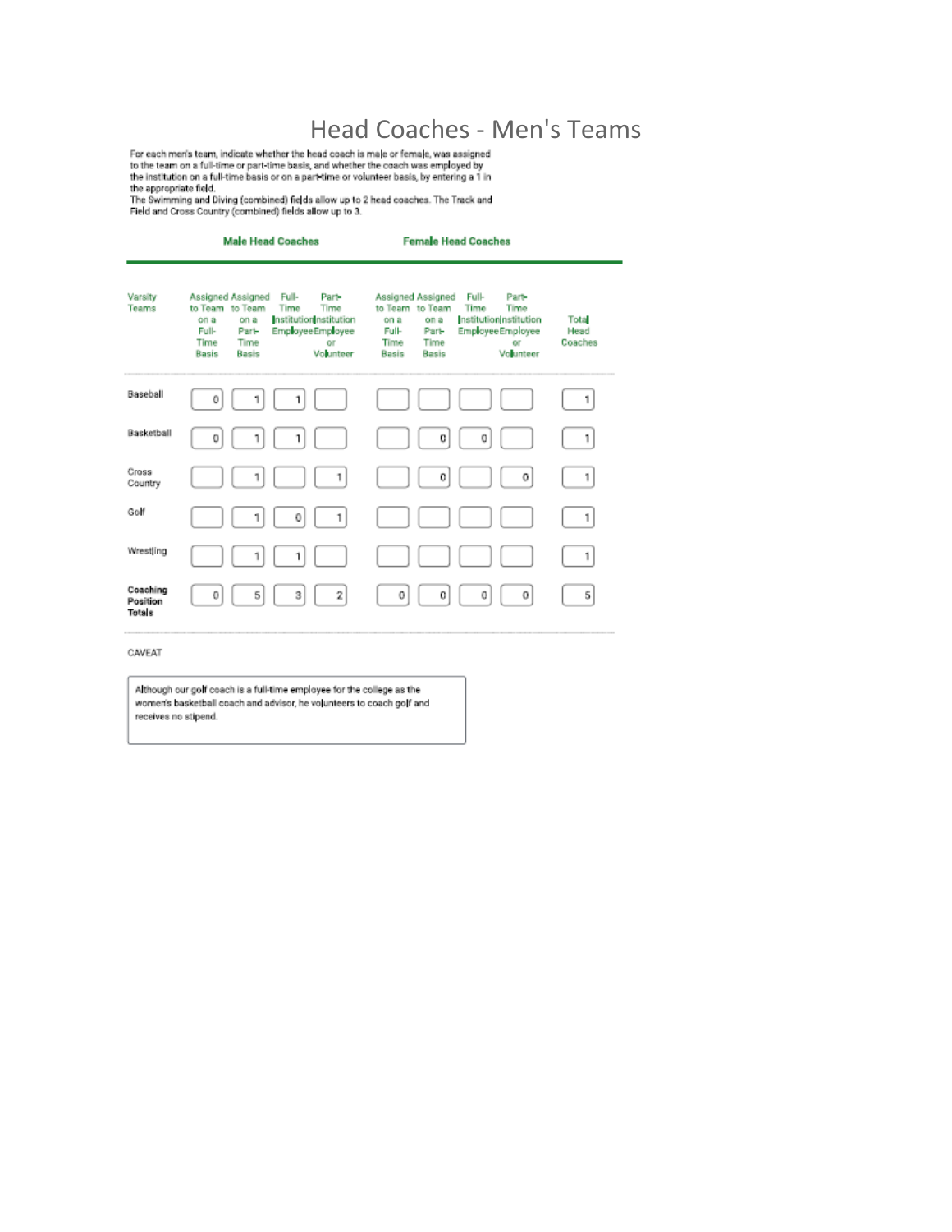# Head Coaches - Men's Teams

For each men's team, indicate whether the head coach is male or female, was assigned to the team on a full-time or part-time basis, and whether the coach was employed by the institution on a full-time basis or on a part-time or volunteer basis, by entering a 1 in the appropriate field.
The Swimming and Diving (combined) fields allow up to 2 head coaches. The Track and Field and Cross Country (combined) fields allow up to 3.

| | Male Head Coaches | | | | Female Head Coaches | | | | |
|---|---|---|---|---|---|---|---|---|---|
| Varsity Teams | Assigned to Team on a Full-Time Basis | Assigned to Team on a Part-Time Basis | Full-Time Institution Employee | Part-Time Institution Employee or Volunteer | Assigned to Team on a Full-Time Basis | Assigned to Team on a Part-Time Basis | Full-Time Institution Employee | Part-Time Institution Employee or Volunteer | Total Head Coaches |
| Baseball | 0 | 1 | 1 | | | | | | 1 |
| Basketball | 0 | 1 | 1 | | | 0 | 0 | | 1 |
| Cross Country | | 1 | | 1 | | 0 | | 0 | 1 |
| Golf | | 1 | 0 | 1 | | | | | 1 |
| Wrestling | | 1 | 1 | | | | | | 1 |
| Coaching Position Totals | 0 | 5 | 3 | 2 | 0 | 0 | 0 | 0 | 5 |

CAVEAT

Although our golf coach is a full-time employee for the college as the women's basketball coach and advisor, he volunteers to coach golf and receives no stipend.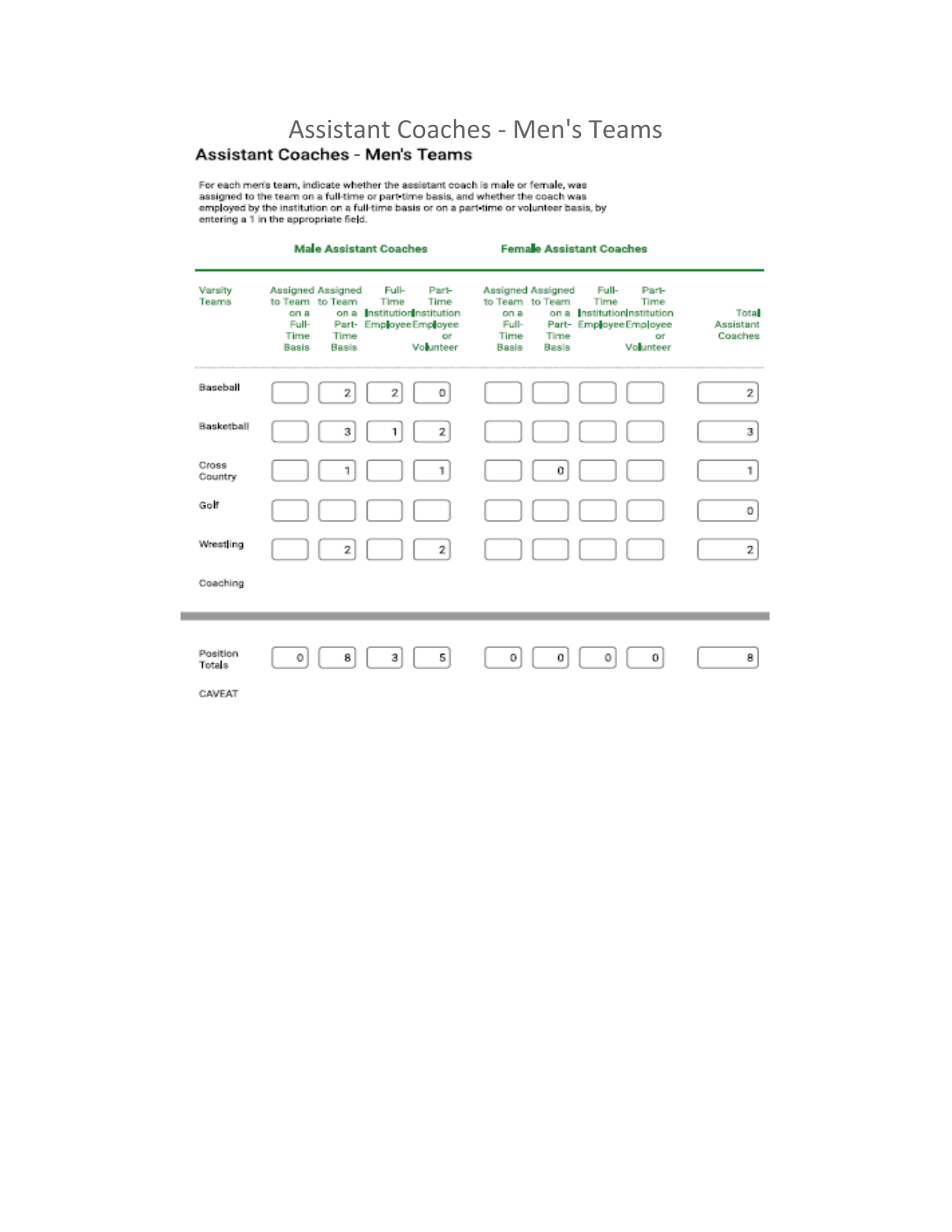# Assistant Coaches - Men's Teams

## Assistant Coaches - Men's Teams

For each men's team, indicate whether the assistant coach is male or female, was assigned to the team on a full-time or part-time basis, and whether the coach was employed by the institution on a full-time basis or on a part-time or volunteer basis, by entering a 1 in the appropriate field.

| Varsity Teams | Male Assistant Coaches | | | | Female Assistant Coaches | | | | |
|---|---|---|---|---|---|---|---|---|---|
| | Assigned to Team on a Full-Time Basis | Assigned to Team on a Part-Time Basis | Full-Time Institution Employee | Part-Time Institution Employee or Volunteer | Assigned to Team on a Full-Time Basis | Assigned to Team on a Part-Time Basis | Full-Time Institution Employee | Part-Time Institution Employee or Volunteer | Total Assistant Coaches |
| Baseball | | 2 | 2 | 0 | | | | | 2 |
| Basketball | | 3 | 1 | 2 | | | | | 3 |
| Cross Country | | 1 | | 1 | | 0 | | | 1 |
| Golf | | | | | | | | | 0 |
| Wrestling | | 2 | | 2 | | | | | 2 |
| Coaching | | | | | | | | | |
| Position Totals | 0 | 8 | 3 | 5 | 0 | 0 | 0 | 0 | 8 |

CAVEAT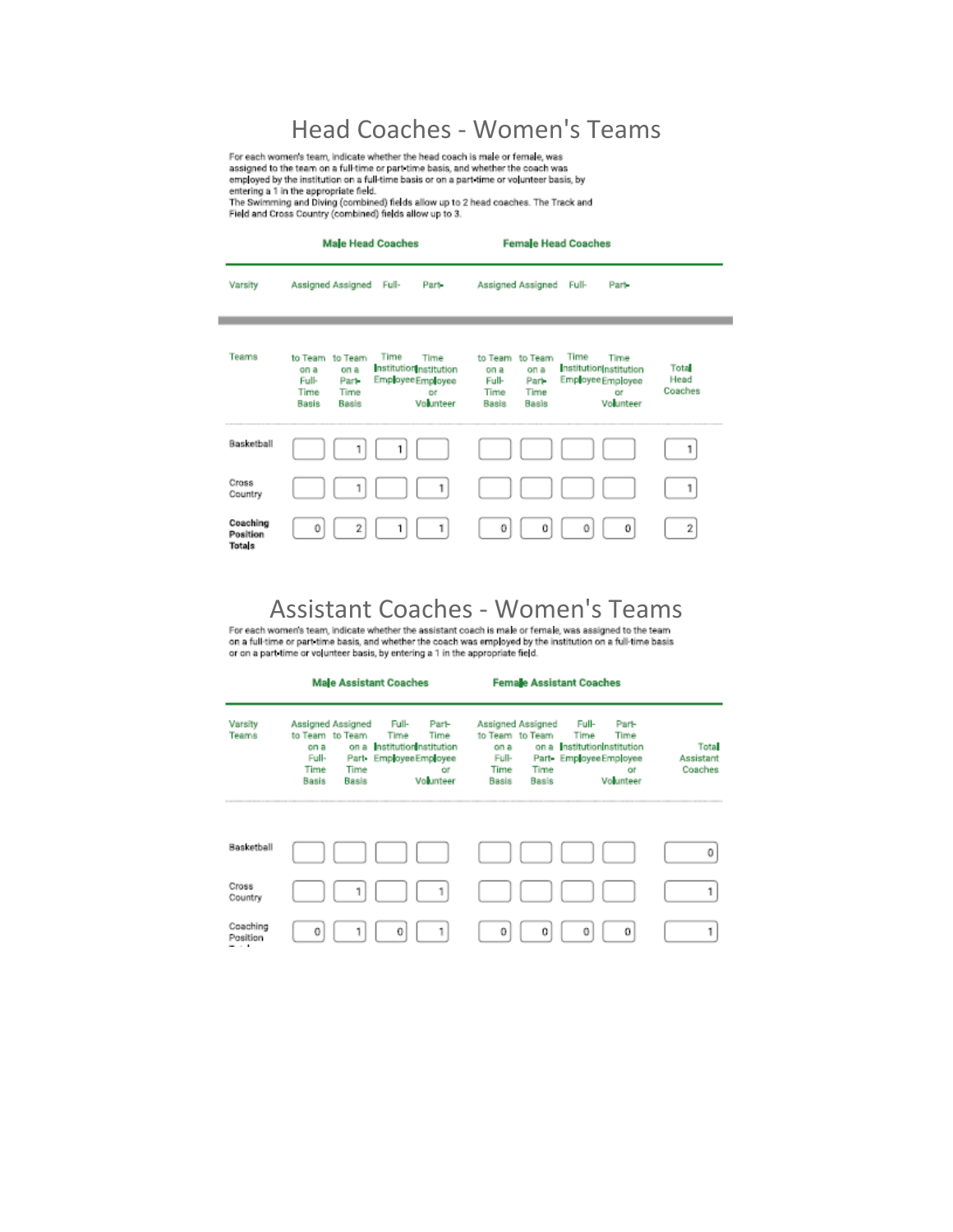# Head Coaches - Women's Teams

For each women's team, indicate whether the head coach is male or female, was assigned to the team on a full-time or part-time basis, and whether the coach was employed by the institution on a full-time basis or on a part-time or volunteer basis, by entering a 1 in the appropriate field.
The Swimming and Diving (combined) fields allow up to 2 head coaches. The Track and Field and Cross Country (combined) fields allow up to 3.

| Varsity Teams | Male Head Coaches: Assigned to Team on a Full-Time Basis | Male Head Coaches: Assigned to Team on a Part-Time Basis | Male Head Coaches: Full-Time Institution Employee | Male Head Coaches: Part-Time Institution Employee or Volunteer | Female Head Coaches: Assigned to Team on a Full-Time Basis | Female Head Coaches: Assigned to Team on a Part-Time Basis | Female Head Coaches: Full-Time Institution Employee | Female Head Coaches: Part-Time Institution Employee or Volunteer | Total Head Coaches |
|---|---|---|---|---|---|---|---|---|---|
| Basketball | | 1 | 1 | | | | | | 1 |
| Cross Country | | 1 | | 1 | | | | | 1 |
| **Coaching Position Totals** | 0 | 2 | 1 | 1 | 0 | 0 | 0 | 0 | 2 |

# Assistant Coaches - Women's Teams

For each women's team, indicate whether the assistant coach is male or female, was assigned to the team on a full-time or part-time basis, and whether the coach was employed by the institution on a full-time basis or on a part-time or volunteer basis, by entering a 1 in the appropriate field.

| Varsity Teams | Male Assistant Coaches: Assigned to Team on a Full-Time Basis | Male Assistant Coaches: Assigned to Team on a Part-Time Basis | Male Assistant Coaches: Full-Time Institution Employee | Male Assistant Coaches: Part-Time Institution Employee or Volunteer | Female Assistant Coaches: Assigned to Team on a Full-Time Basis | Female Assistant Coaches: Assigned to Team on a Part-Time Basis | Female Assistant Coaches: Full-Time Institution Employee | Female Assistant Coaches: Part-Time Institution Employee or Volunteer | Total Assistant Coaches |
|---|---|---|---|---|---|---|---|---|---|
| Basketball | | | | | | | | | 0 |
| Cross Country | | 1 | | 1 | | | | | 1 |
| Coaching Position Totals | 0 | 1 | 0 | 1 | 0 | 0 | 0 | 0 | 1 |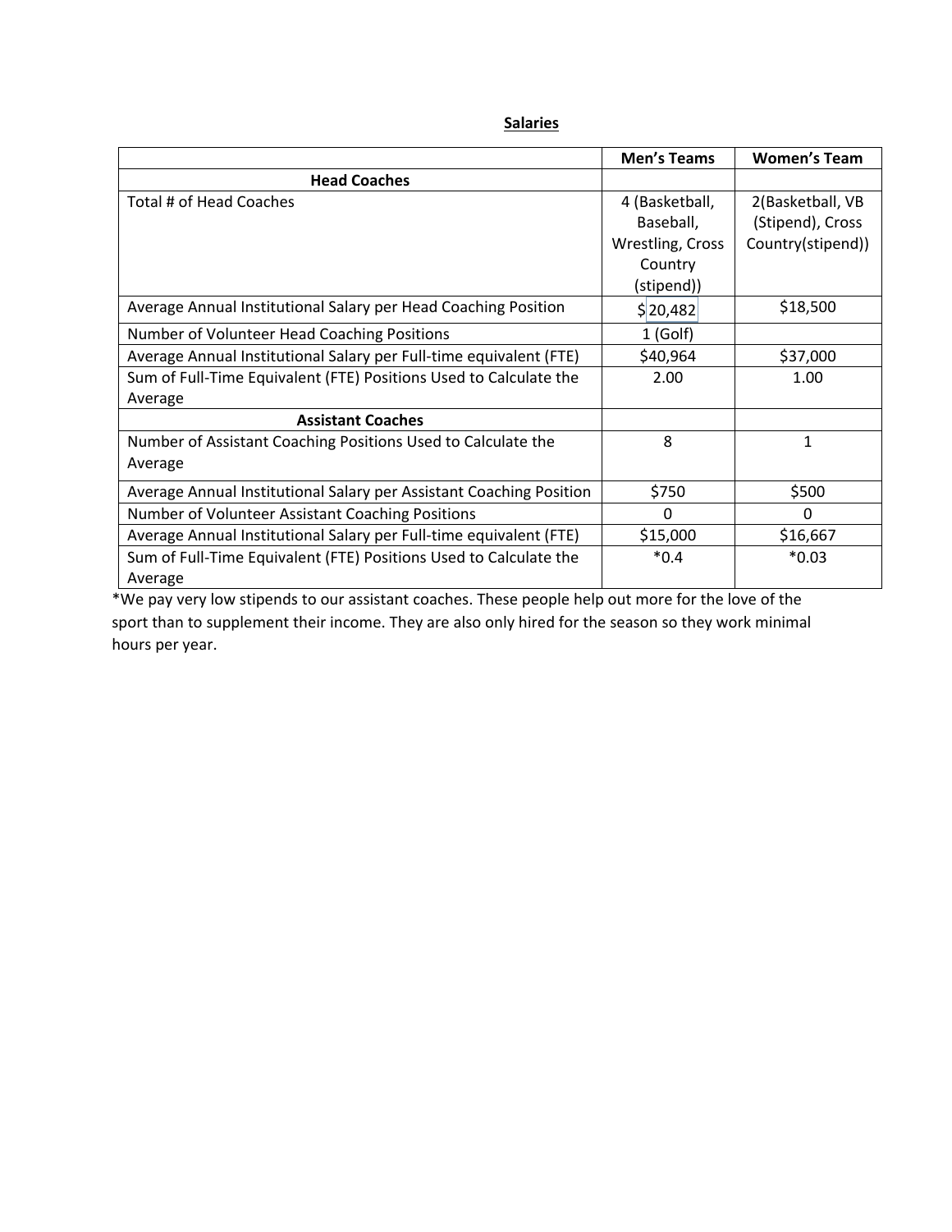**Salaries**

| | Men's Teams | Women's Team |
|---|---|---|
| **Head Coaches** | | |
| Total # of Head Coaches | 4 (Basketball, Baseball, Wrestling, Cross Country (stipend)) | 2(Basketball, VB (Stipend), Cross Country(stipend)) |
| Average Annual Institutional Salary per Head Coaching Position | $ 20,482 | $18,500 |
| Number of Volunteer Head Coaching Positions | 1 (Golf) | |
| Average Annual Institutional Salary per Full-time equivalent (FTE) | $40,964 | $37,000 |
| Sum of Full-Time Equivalent (FTE) Positions Used to Calculate the Average | 2.00 | 1.00 |
| **Assistant Coaches** | | |
| Number of Assistant Coaching Positions Used to Calculate the Average | 8 | 1 |
| Average Annual Institutional Salary per Assistant Coaching Position | $750 | $500 |
| Number of Volunteer Assistant Coaching Positions | 0 | 0 |
| Average Annual Institutional Salary per Full-time equivalent (FTE) | $15,000 | $16,667 |
| Sum of Full-Time Equivalent (FTE) Positions Used to Calculate the Average | *0.4 | *0.03 |

*We pay very low stipends to our assistant coaches. These people help out more for the love of the sport than to supplement their income. They are also only hired for the season so they work minimal hours per year.